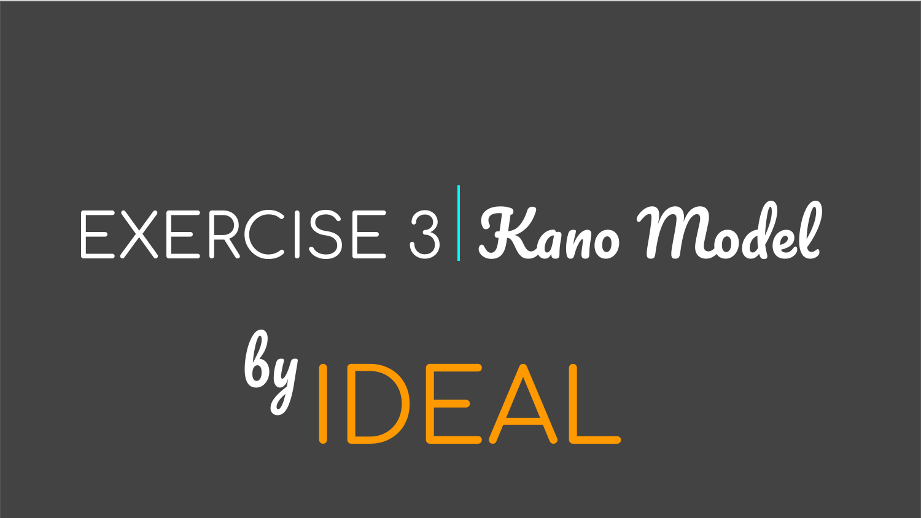# EXERCISE 3 | *Kano Model*

## *by* IDEAL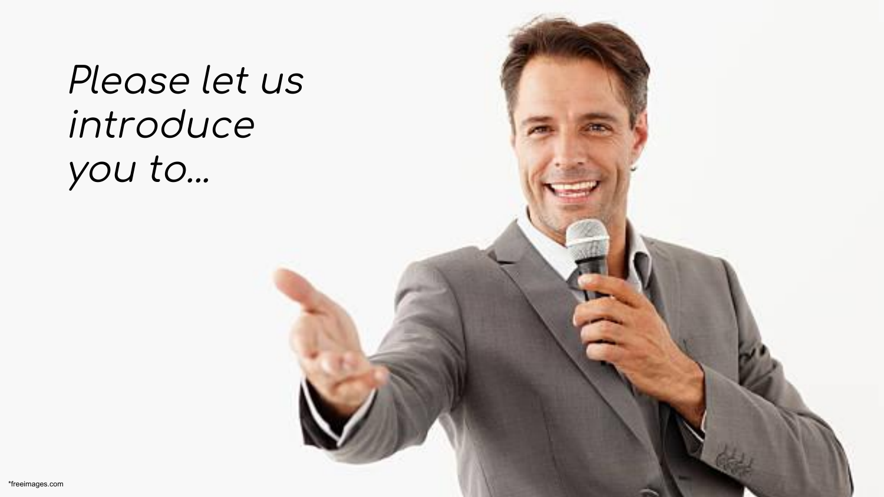*Please let us introduce you to...*

*freeimages.com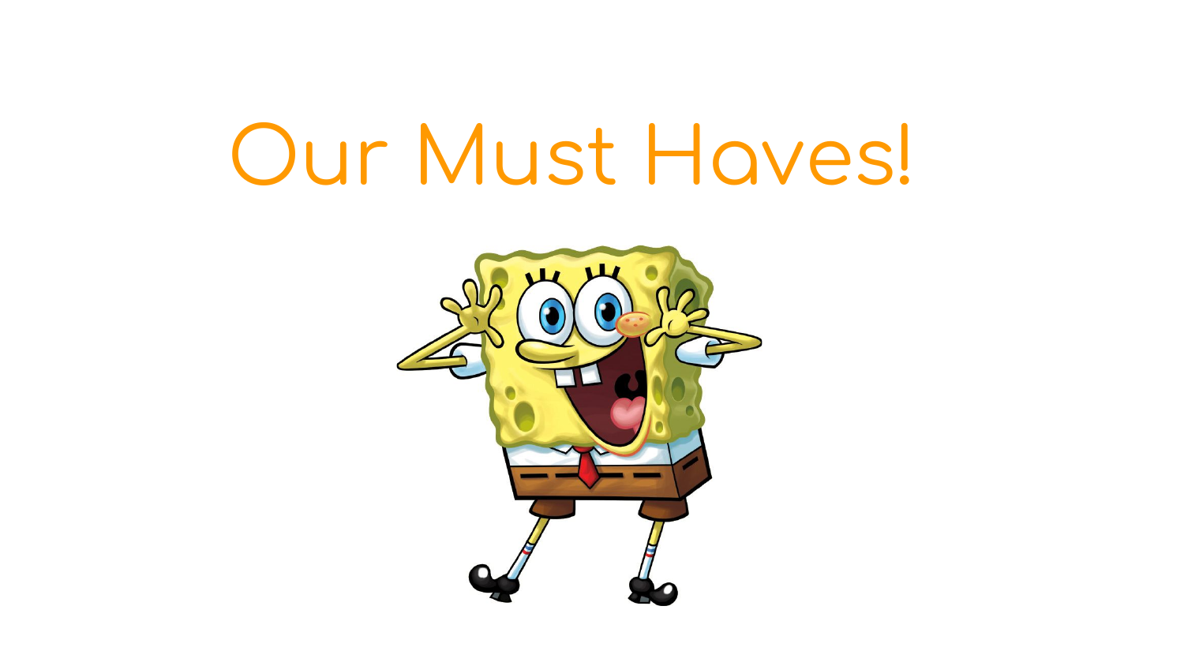# Our Must Haves!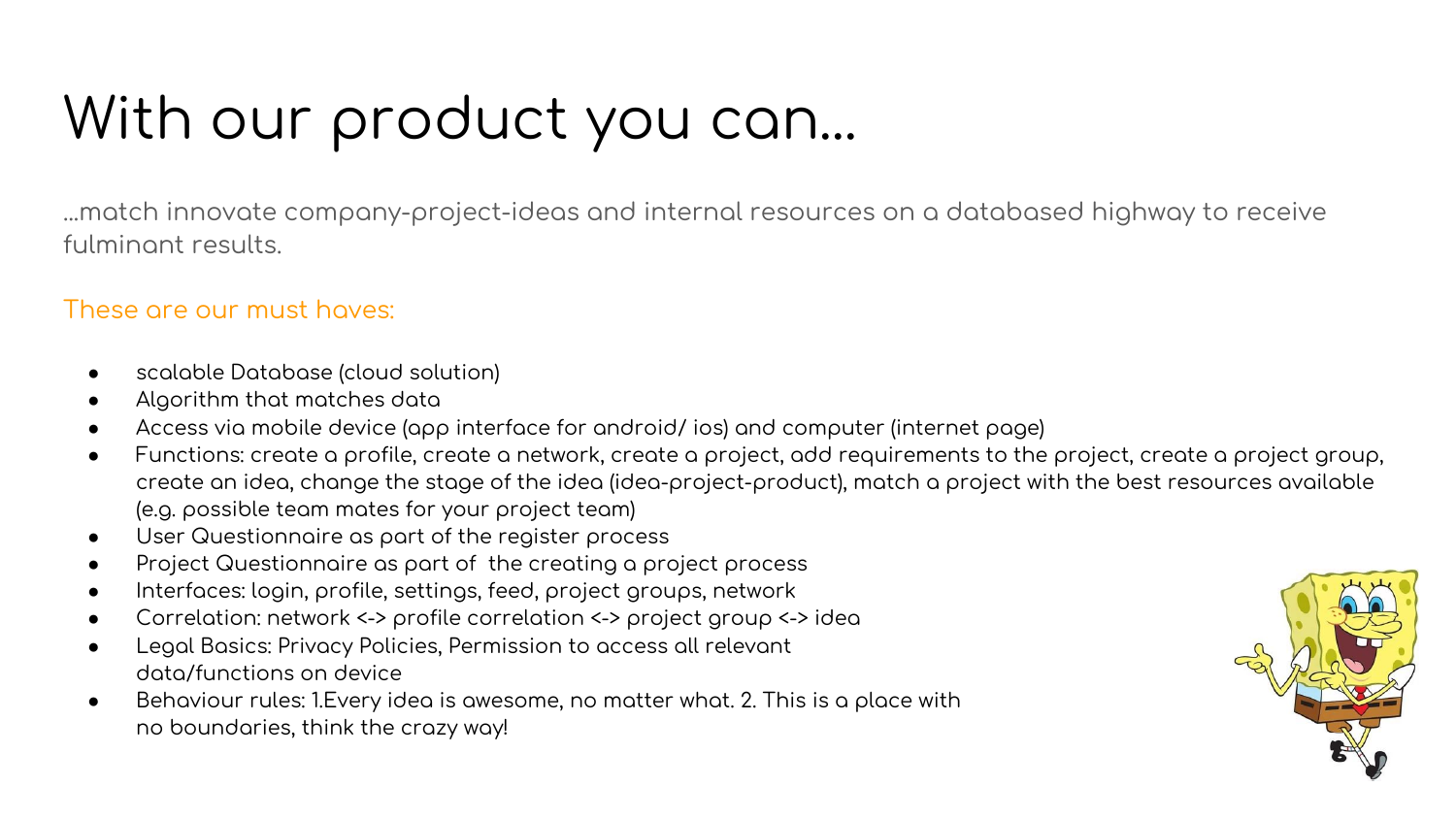# With our product you can...

...match innovate company-project-ideas and internal resources on a databased highway to receive fulminant results.

These are our must haves:

- scalable Database (cloud solution)
- Algorithm that matches data
- Access via mobile device (app interface for android/ ios) and computer (internet page)
- Functions: create a profile, create a network, create a project, add requirements to the project, create a project group, create an idea, change the stage of the idea (idea-project-product), match a project with the best resources available (e.g. possible team mates for your project team)
- User Questionnaire as part of the register process
- Project Questionnaire as part of the creating a project process
- Interfaces: login, profile, settings, feed, project groups, network
- Correlation: network <-> profile correlation <-> project group <-> idea
- Legal Basics: Privacy Policies, Permission to access all relevant data/functions on device
- Behaviour rules: 1.Every idea is awesome, no matter what. 2. This is a place with no boundaries, think the crazy way!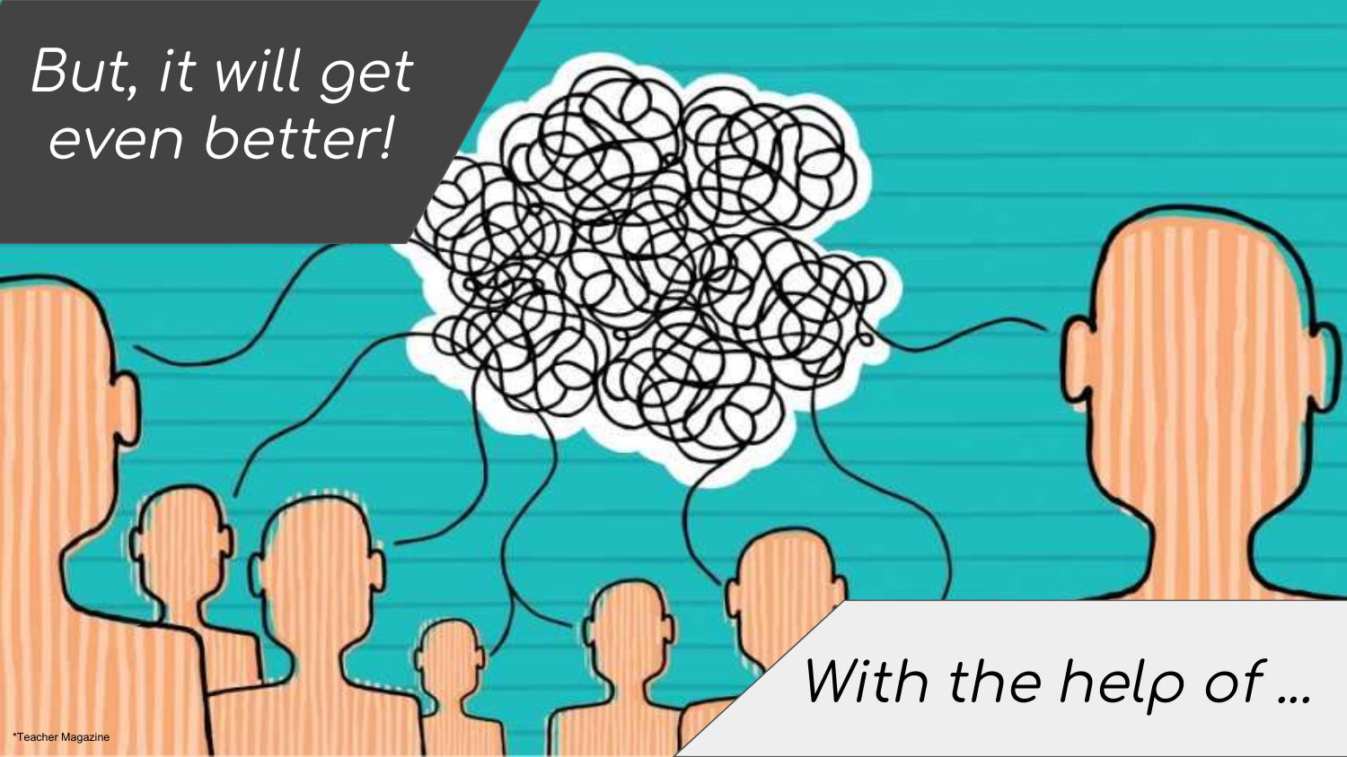# But, it will get even better!

With the help of ...

*Teacher Magazine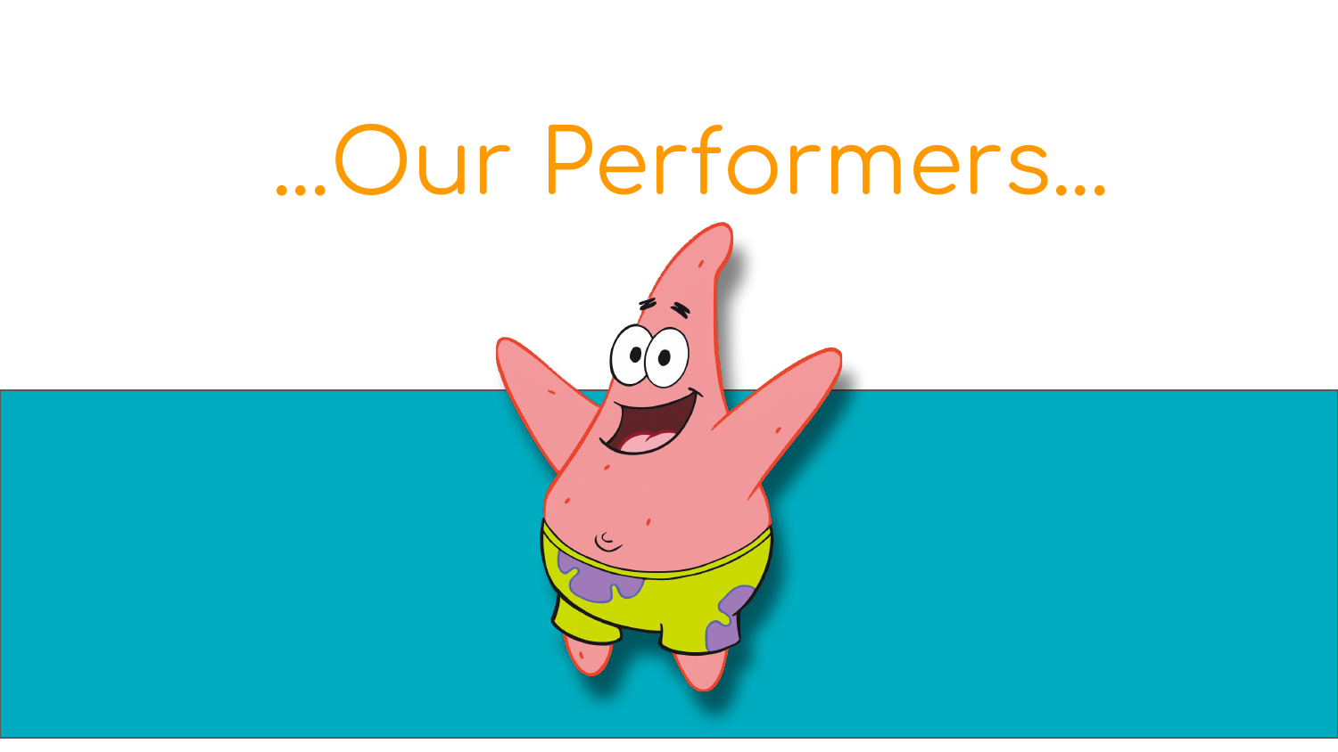# ...Our Performers...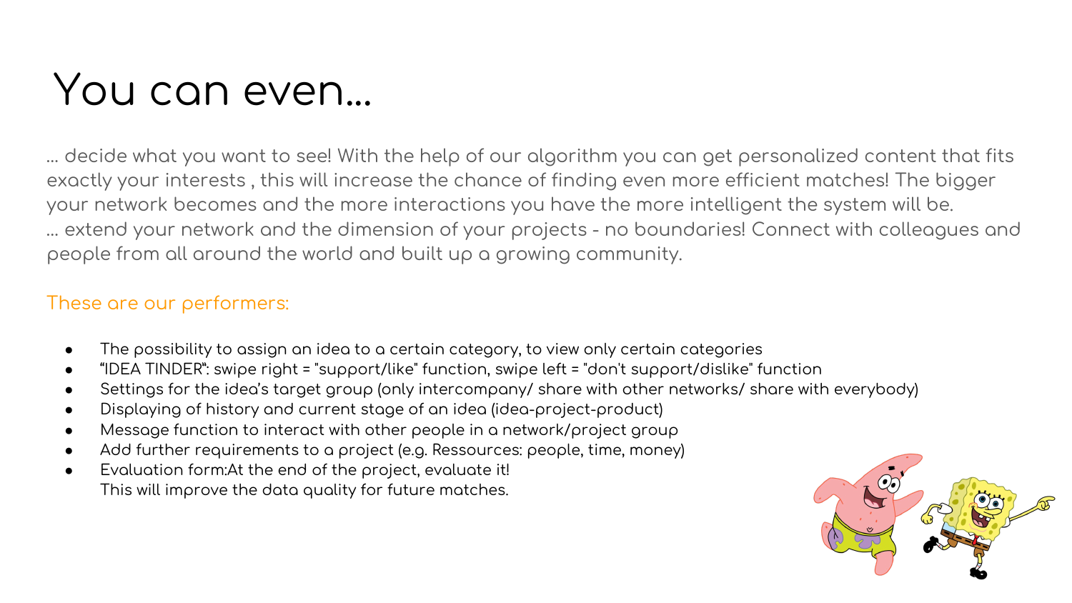# You can even...

... decide what you want to see! With the help of our algorithm you can get personalized content that fits exactly your interests , this will increase the chance of finding even more efficient matches! The bigger your network becomes and the more interactions you have the more intelligent the system will be.
... extend your network and the dimension of your projects - no boundaries! Connect with colleagues and people from all around the world and built up a growing community.

These are our performers:

- The possibility to assign an idea to a certain category, to view only certain categories
- "IDEA TINDER": swipe right = "support/like" function, swipe left = "don't support/dislike" function
- Settings for the idea's target group (only intercompany/ share with other networks/ share with everybody)
- Displaying of history and current stage of an idea (idea-project-product)
- Message function to interact with other people in a network/project group
- Add further requirements to a project (e.g. Ressources: people, time, money)
- Evaluation form:At the end of the project, evaluate it!
  This will improve the data quality for future matches.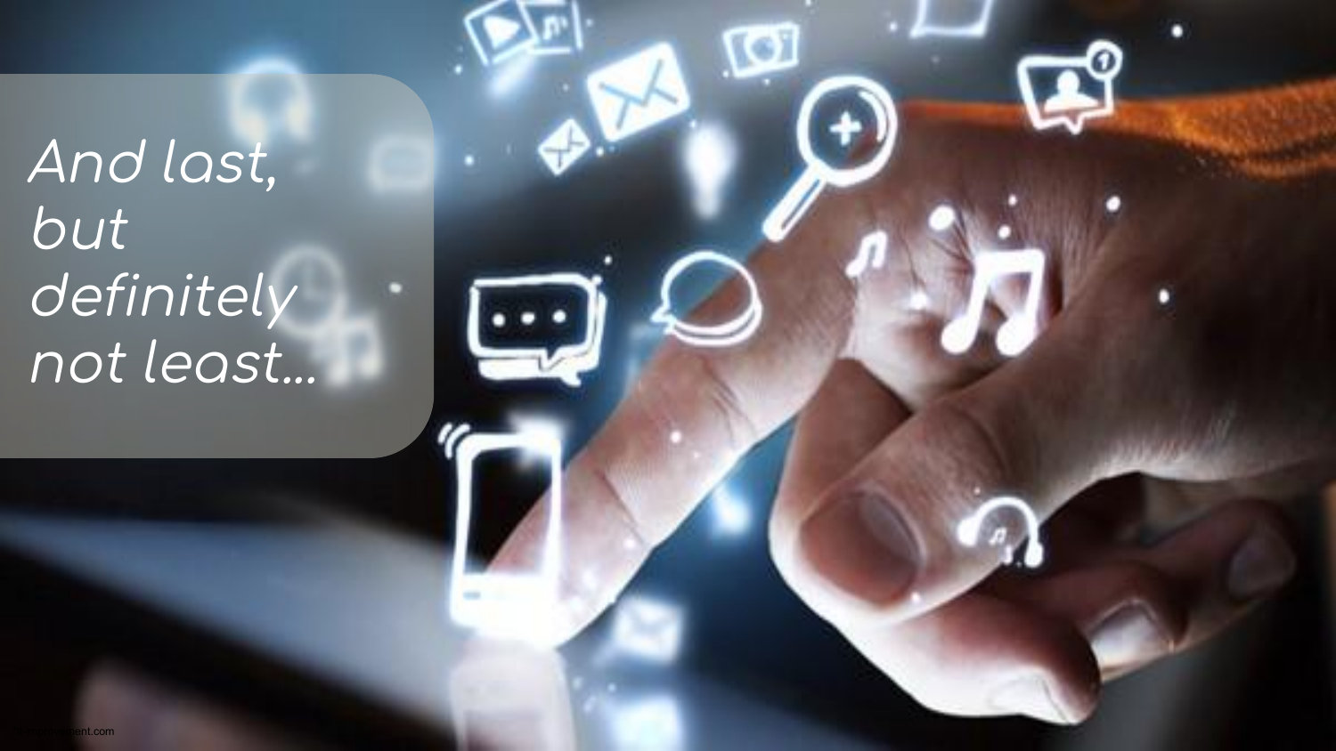*And last, but definitely not least...*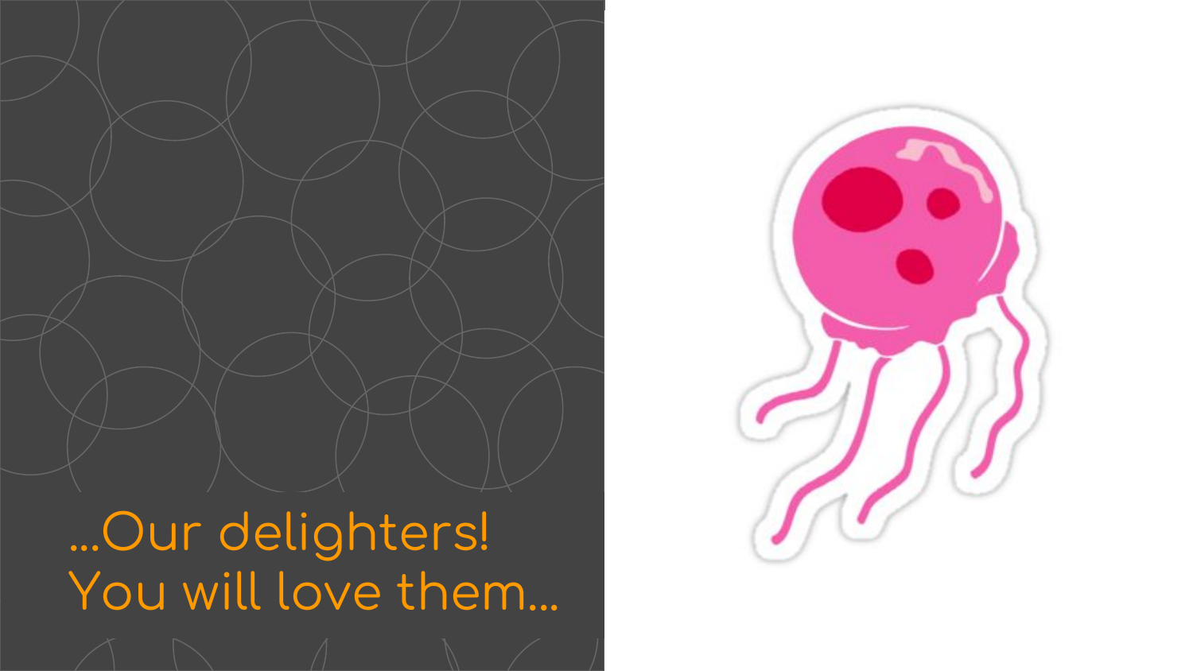...Our delighters!
You will love them...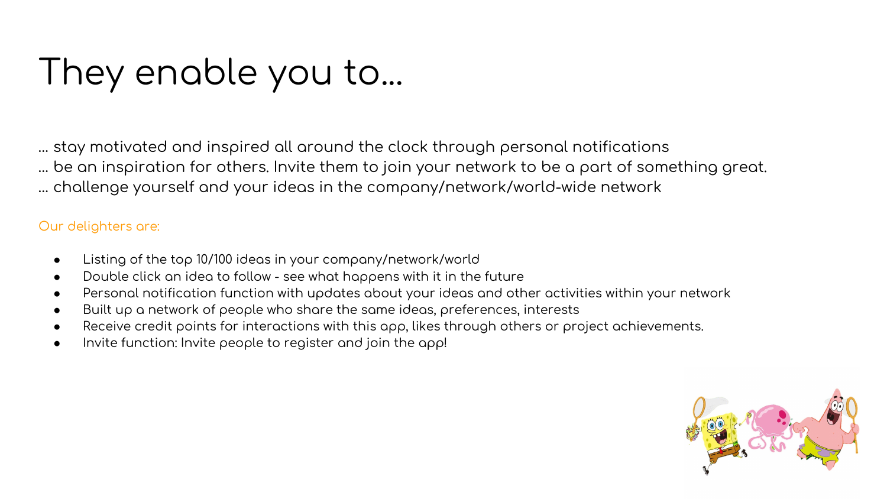# They enable you to…

… stay motivated and inspired all around the clock through personal notifications
… be an inspiration for others. Invite them to join your network to be a part of something great.
… challenge yourself and your ideas in the company/network/world-wide network

Our delighters are:

- Listing of the top 10/100 ideas in your company/network/world
- Double click an idea to follow - see what happens with it in the future
- Personal notification function with updates about your ideas and other activities within your network
- Built up a network of people who share the same ideas, preferences, interests
- Receive credit points for interactions with this app, likes through others or project achievements.
- Invite function: Invite people to register and join the app!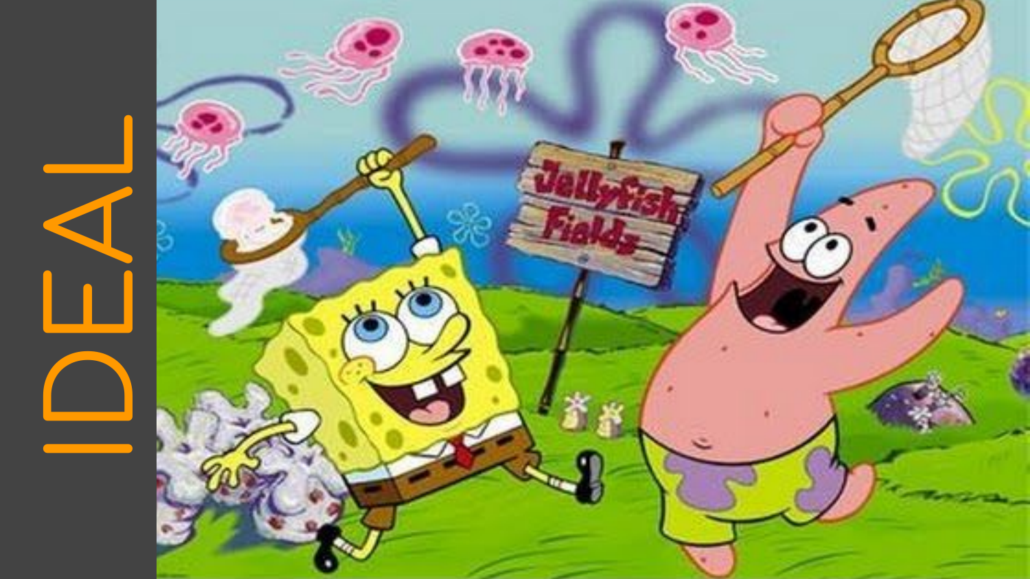IDEAL